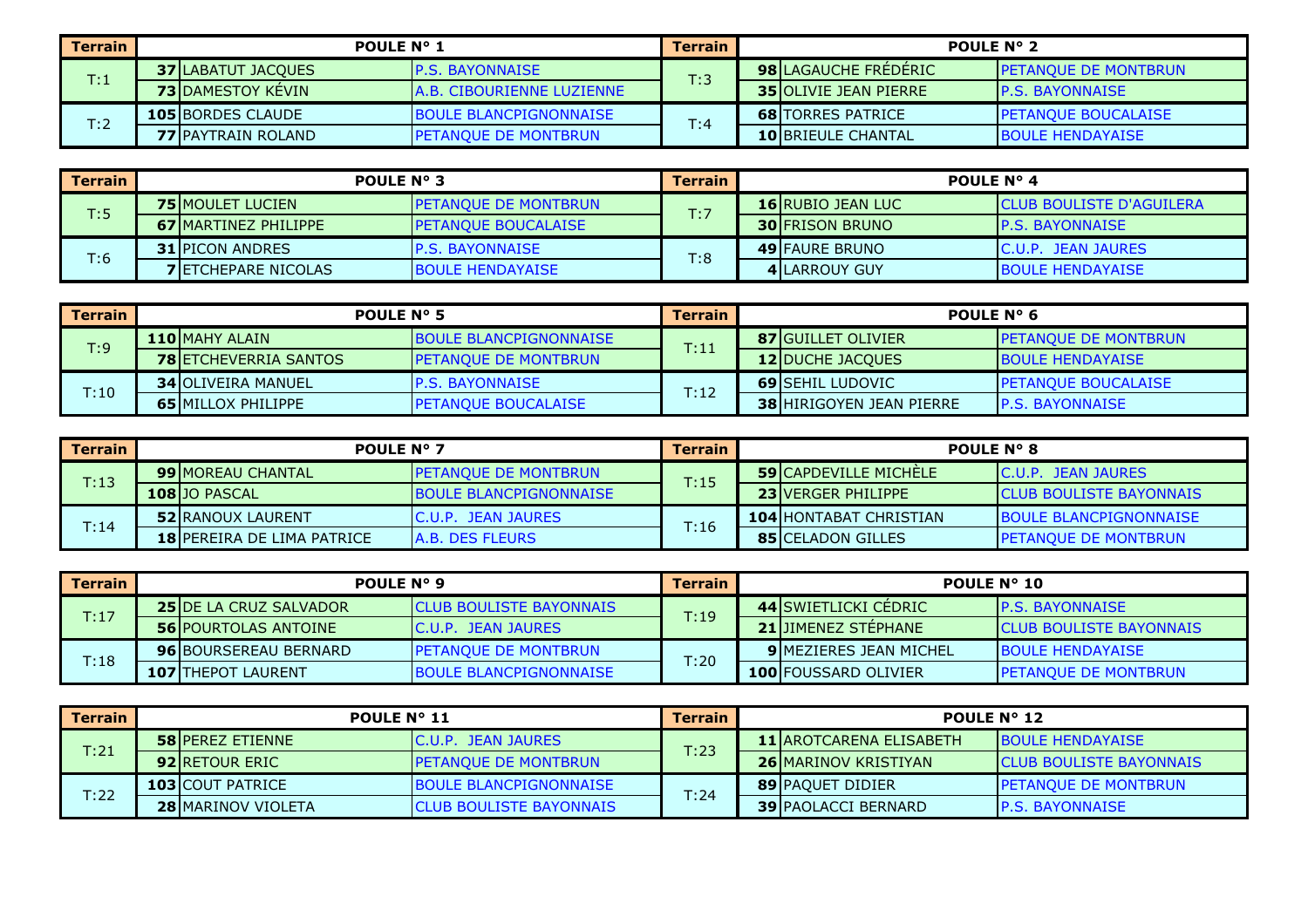| Terrain | POULE N° 1 | | | Terrain | POULE N° 2 | | |
|---|---|---|---|---|---|---|---|
| T:1 | 37 | LABATUT JACQUES | P.S. BAYONNAISE | T:3 | 98 | LAGAUCHE FRÉDÉRIC | PETANQUE DE MONTBRUN |
| | 73 | DAMESTOY KÉVIN | A.B. CIBOURIENNE LUZIENNE | | 35 | OLIVIE JEAN PIERRE | P.S. BAYONNAISE |
| T:2 | 105 | BORDES CLAUDE | BOULE BLANCPIGNONNAISE | T:4 | 68 | TORRES PATRICE | PETANQUE BOUCALAISE |
| | 77 | PAYTRAIN ROLAND | PETANQUE DE MONTBRUN | | 10 | BRIEULE CHANTAL | BOULE HENDAYAISE |

| Terrain | POULE N° 3 | | | Terrain | POULE N° 4 | | |
|---|---|---|---|---|---|---|---|
| T:5 | 75 | MOULET LUCIEN | PETANQUE DE MONTBRUN | T:7 | 16 | RUBIO JEAN LUC | CLUB BOULISTE D'AGUILERA |
| | 67 | MARTINEZ PHILIPPE | PETANQUE BOUCALAISE | | 30 | FRISON BRUNO | P.S. BAYONNAISE |
| T:6 | 31 | PICON ANDRES | P.S. BAYONNAISE | T:8 | 49 | FAURE BRUNO | C.U.P. JEAN JAURES |
| | 7 | ETCHEPARE NICOLAS | BOULE HENDAYAISE | | 4 | LARROUY GUY | BOULE HENDAYAISE |

| Terrain | POULE N° 5 | | | Terrain | POULE N° 6 | | |
|---|---|---|---|---|---|---|---|
| T:9 | 110 | MAHY ALAIN | BOULE BLANCPIGNONNAISE | T:11 | 87 | GUILLET OLIVIER | PETANQUE DE MONTBRUN |
| | 78 | ETCHEVERRIA SANTOS | PETANQUE DE MONTBRUN | | 12 | DUCHE JACQUES | BOULE HENDAYAISE |
| T:10 | 34 | OLIVEIRA MANUEL | P.S. BAYONNAISE | T:12 | 69 | SEHIL LUDOVIC | PETANQUE BOUCALAISE |
| | 65 | MILLOX PHILIPPE | PETANQUE BOUCALAISE | | 38 | HIRIGOYEN JEAN PIERRE | P.S. BAYONNAISE |

| Terrain | POULE N° 7 | | | Terrain | POULE N° 8 | | |
|---|---|---|---|---|---|---|---|
| T:13 | 99 | MOREAU CHANTAL | PETANQUE DE MONTBRUN | T:15 | 59 | CAPDEVILLE MICHÈLE | C.U.P. JEAN JAURES |
| | 108 | JO PASCAL | BOULE BLANCPIGNONNAISE | | 23 | VERGER PHILIPPE | CLUB BOULISTE BAYONNAIS |
| T:14 | 52 | RANOUX LAURENT | C.U.P. JEAN JAURES | T:16 | 104 | HONTABAT CHRISTIAN | BOULE BLANCPIGNONNAISE |
| | 18 | PEREIRA DE LIMA PATRICE | A.B. DES FLEURS | | 85 | CELADON GILLES | PETANQUE DE MONTBRUN |

| Terrain | POULE N° 9 | | | Terrain | POULE N° 10 | | |
|---|---|---|---|---|---|---|---|
| T:17 | 25 | DE LA CRUZ SALVADOR | CLUB BOULISTE BAYONNAIS | T:19 | 44 | SWIETLICKI CÉDRIC | P.S. BAYONNAISE |
| | 56 | POURTOLAS ANTOINE | C.U.P. JEAN JAURES | | 21 | JIMENEZ STÉPHANE | CLUB BOULISTE BAYONNAIS |
| T:18 | 96 | BOURSEREAU BERNARD | PETANQUE DE MONTBRUN | T:20 | 9 | MEZIERES JEAN MICHEL | BOULE HENDAYAISE |
| | 107 | THEPOT LAURENT | BOULE BLANCPIGNONNAISE | | 100 | FOUSSARD OLIVIER | PETANQUE DE MONTBRUN |

| Terrain | POULE N° 11 | | | Terrain | POULE N° 12 | | |
|---|---|---|---|---|---|---|---|
| T:21 | 58 | PEREZ ETIENNE | C.U.P. JEAN JAURES | T:23 | 11 | AROTCARENA ELISABETH | BOULE HENDAYAISE |
| | 92 | RETOUR ERIC | PETANQUE DE MONTBRUN | | 26 | MARINOV KRISTIYAN | CLUB BOULISTE BAYONNAIS |
| T:22 | 103 | COUT PATRICE | BOULE BLANCPIGNONNAISE | T:24 | 89 | PAQUET DIDIER | PETANQUE DE MONTBRUN |
| | 28 | MARINOV VIOLETA | CLUB BOULISTE BAYONNAIS | | 39 | PAOLACCI BERNARD | P.S. BAYONNAISE |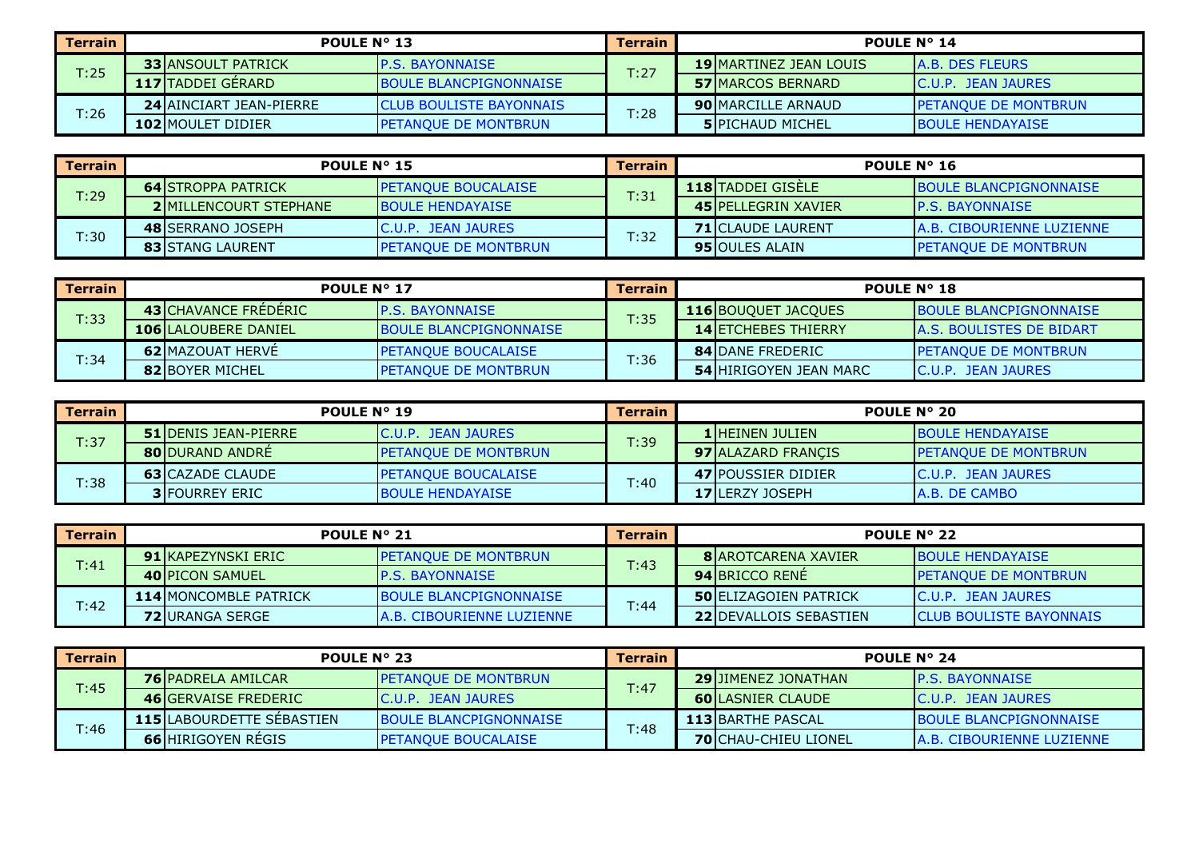| Terrain | POULE N° 13 | | | Terrain | POULE N° 14 | | |
|---|---|---|---|---|---|---|---|
| T:25 | 33 | ANSOULT PATRICK | P.S. BAYONNAISE | T:27 | 19 | MARTINEZ JEAN LOUIS | A.B. DES FLEURS |
| | 117 | TADDEI GÉRARD | BOULE BLANCPIGNONNAISE | | 57 | MARCOS BERNARD | C.U.P. JEAN JAURES |
| T:26 | 24 | AINCIART JEAN-PIERRE | CLUB BOULISTE BAYONNAIS | T:28 | 90 | MARCILLE ARNAUD | PETANQUE DE MONTBRUN |
| | 102 | MOULET DIDIER | PETANQUE DE MONTBRUN | | 5 | PICHAUD MICHEL | BOULE HENDAYAISE |

| Terrain | POULE N° 15 | | | Terrain | POULE N° 16 | | |
|---|---|---|---|---|---|---|---|
| T:29 | 64 | STROPPA PATRICK | PETANQUE BOUCALAISE | T:31 | 118 | TADDEI GISÈLE | BOULE BLANCPIGNONNAISE |
| | 2 | MILLENCOURT STEPHANE | BOULE HENDAYAISE | | 45 | PELLEGRIN XAVIER | P.S. BAYONNAISE |
| T:30 | 48 | SERRANO JOSEPH | C.U.P. JEAN JAURES | T:32 | 71 | CLAUDE LAURENT | A.B. CIBOURIENNE LUZIENNE |
| | 83 | STANG LAURENT | PETANQUE DE MONTBRUN | | 95 | OULES ALAIN | PETANQUE DE MONTBRUN |

| Terrain | POULE N° 17 | | | Terrain | POULE N° 18 | | |
|---|---|---|---|---|---|---|---|
| T:33 | 43 | CHAVANCE FRÉDÉRIC | P.S. BAYONNAISE | T:35 | 116 | BOUQUET JACQUES | BOULE BLANCPIGNONNAISE |
| | 106 | LALOUBERE DANIEL | BOULE BLANCPIGNONNAISE | | 14 | ETCHEBES THIERRY | A.S. BOULISTES DE BIDART |
| T:34 | 62 | MAZOUAT HERVÉ | PETANQUE BOUCALAISE | T:36 | 84 | DANE FREDERIC | PETANQUE DE MONTBRUN |
| | 82 | BOYER MICHEL | PETANQUE DE MONTBRUN | | 54 | HIRIGOYEN JEAN MARC | C.U.P. JEAN JAURES |

| Terrain | POULE N° 19 | | | Terrain | POULE N° 20 | | |
|---|---|---|---|---|---|---|---|
| T:37 | 51 | DENIS JEAN-PIERRE | C.U.P. JEAN JAURES | T:39 | 1 | HEINEN JULIEN | BOULE HENDAYAISE |
| | 80 | DURAND ANDRÉ | PETANQUE DE MONTBRUN | | 97 | ALAZARD FRANÇIS | PETANQUE DE MONTBRUN |
| T:38 | 63 | CAZADE CLAUDE | PETANQUE BOUCALAISE | T:40 | 47 | POUSSIER DIDIER | C.U.P. JEAN JAURES |
| | 3 | FOURREY ERIC | BOULE HENDAYAISE | | 17 | LERZY JOSEPH | A.B. DE CAMBO |

| Terrain | POULE N° 21 | | | Terrain | POULE N° 22 | | |
|---|---|---|---|---|---|---|---|
| T:41 | 91 | KAPEZYNSKI ERIC | PETANQUE DE MONTBRUN | T:43 | 8 | AROTCARENA XAVIER | BOULE HENDAYAISE |
| | 40 | PICON SAMUEL | P.S. BAYONNAISE | | 94 | BRICCO RENÉ | PETANQUE DE MONTBRUN |
| T:42 | 114 | MONCOMBLE PATRICK | BOULE BLANCPIGNONNAISE | T:44 | 50 | ELIZAGOIEN PATRICK | C.U.P. JEAN JAURES |
| | 72 | URANGA SERGE | A.B. CIBOURIENNE LUZIENNE | | 22 | DEVALLOIS SEBASTIEN | CLUB BOULISTE BAYONNAIS |

| Terrain | POULE N° 23 | | | Terrain | POULE N° 24 | | |
|---|---|---|---|---|---|---|---|
| T:45 | 76 | PADRELA AMILCAR | PETANQUE DE MONTBRUN | T:47 | 29 | JIMENEZ JONATHAN | P.S. BAYONNAISE |
| | 46 | GERVAISE FREDERIC | C.U.P. JEAN JAURES | | 60 | LASNIER CLAUDE | C.U.P. JEAN JAURES |
| T:46 | 115 | LABOURDETTE SÉBASTIEN | BOULE BLANCPIGNONNAISE | T:48 | 113 | BARTHE PASCAL | BOULE BLANCPIGNONNAISE |
| | 66 | HIRIGOYEN RÉGIS | PETANQUE BOUCALAISE | | 70 | CHAU-CHIEU LIONEL | A.B. CIBOURIENNE LUZIENNE |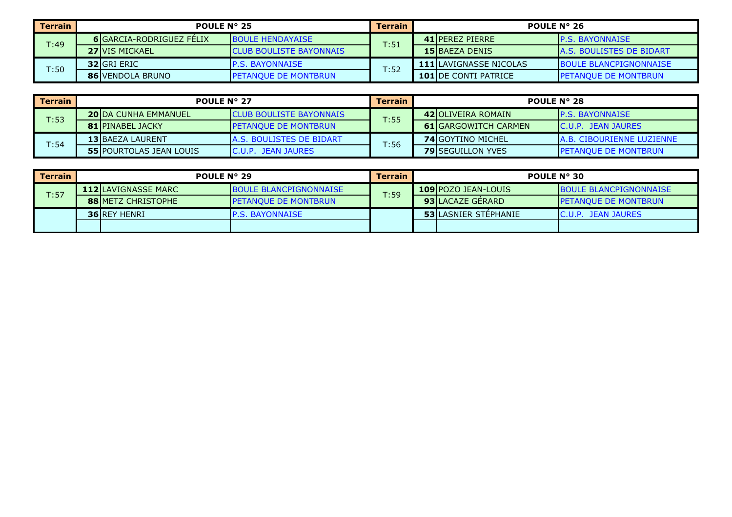| Terrain | POULE N° 25 | | | Terrain | POULE N° 26 | | |
|---|---|---|---|---|---|---|---|
| T:49 | **6** | GARCIA-RODRIGUEZ FÉLIX | BOULE HENDAYAISE | T:51 | **41** | PEREZ PIERRE | P.S. BAYONNAISE |
| | **27** | VIS MICKAEL | CLUB BOULISTE BAYONNAIS | | **15** | BAEZA DENIS | A.S. BOULISTES DE BIDART |
| T:50 | **32** | GRI ERIC | P.S. BAYONNAISE | T:52 | **111** | LAVIGNASSE NICOLAS | BOULE BLANCPIGNONNAISE |
| | **86** | VENDOLA BRUNO | PETANQUE DE MONTBRUN | | **101** | DE CONTI PATRICE | PETANQUE DE MONTBRUN |

| Terrain | POULE N° 27 | | | Terrain | POULE N° 28 | | |
|---|---|---|---|---|---|---|---|
| T:53 | **20** | DA CUNHA EMMANUEL | CLUB BOULISTE BAYONNAIS | T:55 | **42** | OLIVEIRA ROMAIN | P.S. BAYONNAISE |
| | **81** | PINABEL JACKY | PETANQUE DE MONTBRUN | | **61** | GARGOWITCH CARMEN | C.U.P. JEAN JAURES |
| T:54 | **13** | BAEZA LAURENT | A.S. BOULISTES DE BIDART | T:56 | **74** | GOYTINO MICHEL | A.B. CIBOURIENNE LUZIENNE |
| | **55** | POURTOLAS JEAN LOUIS | C.U.P. JEAN JAURES | | **79** | SEGUILLON YVES | PETANQUE DE MONTBRUN |

| Terrain | POULE N° 29 | | | Terrain | POULE N° 30 | | |
|---|---|---|---|---|---|---|---|
| T:57 | **112** | LAVIGNASSE MARC | BOULE BLANCPIGNONNAISE | T:59 | **109** | POZO JEAN-LOUIS | BOULE BLANCPIGNONNAISE |
| | **88** | METZ CHRISTOPHE | PETANQUE DE MONTBRUN | | **93** | LACAZE GÉRARD | PETANQUE DE MONTBRUN |
| | **36** | REY HENRI | P.S. BAYONNAISE | | **53** | LASNIER STÉPHANIE | C.U.P. JEAN JAURES |
| | | | | | | | |